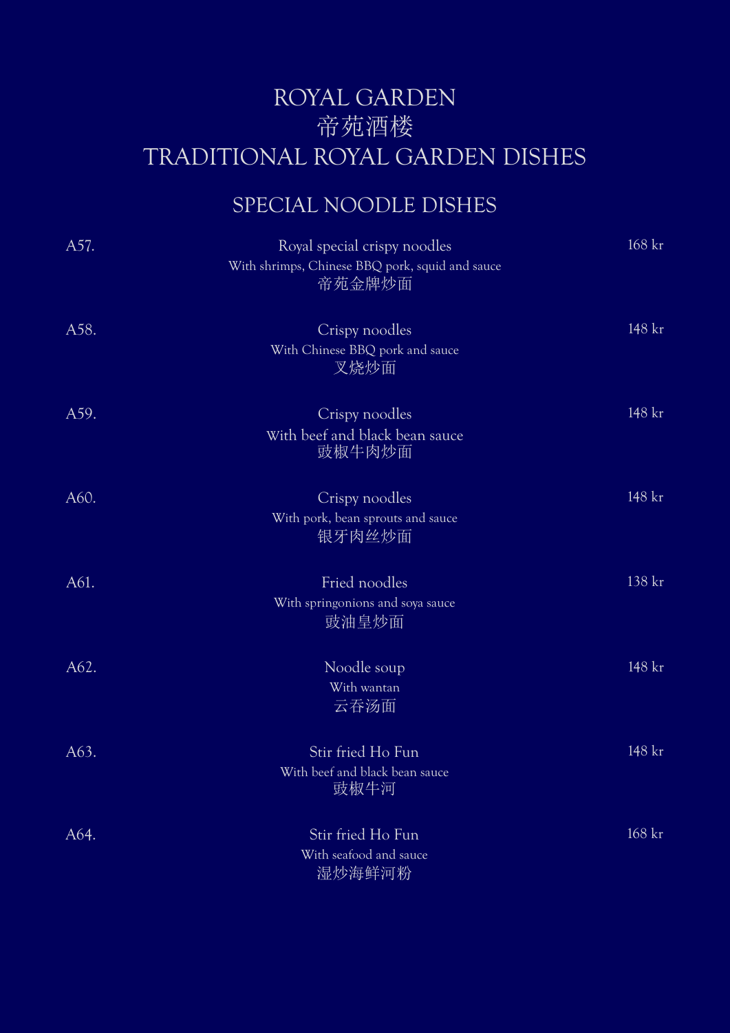# ROYAL GARDEN
# 帝苑酒楼
# TRADITIONAL ROYAL GARDEN DISHES

## SPECIAL NOODLE DISHES

| No. | Dish | Price |
|---|---|---|
| A57. | Royal special crispy noodles<br>With shrimps, Chinese BBQ pork, squid and sauce<br>帝苑金牌炒面 | 168 kr |
| A58. | Crispy noodles<br>With Chinese BBQ pork and sauce<br>叉烧炒面 | 148 kr |
| A59. | Crispy noodles<br>With beef and black bean sauce<br>豉椒牛肉炒面 | 148 kr |
| A60. | Crispy noodles<br>With pork, bean sprouts and sauce<br>银牙肉丝炒面 | 148 kr |
| A61. | Fried noodles<br>With springonions and soya sauce<br>豉油皇炒面 | 138 kr |
| A62. | Noodle soup<br>With wantan<br>云吞汤面 | 148 kr |
| A63. | Stir fried Ho Fun<br>With beef and black bean sauce<br>豉椒牛河 | 148 kr |
| A64. | Stir fried Ho Fun<br>With seafood and sauce<br>湿炒海鲜河粉 | 168 kr |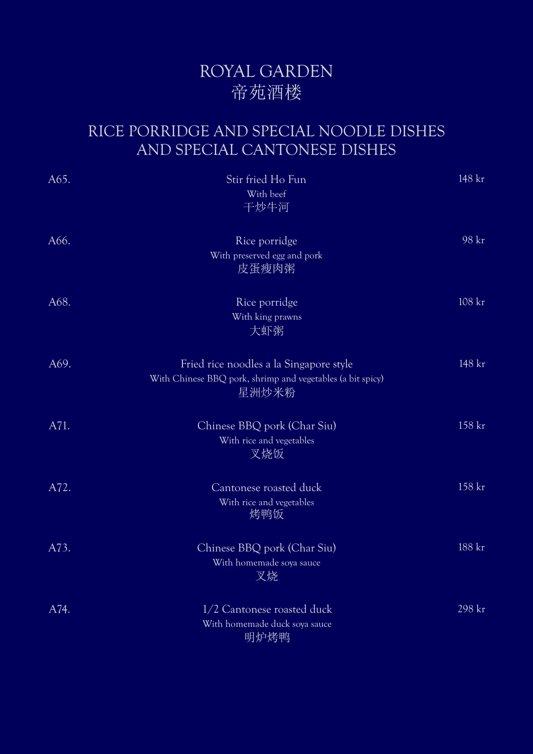# ROYAL GARDEN
# 帝苑酒楼

## RICE PORRIDGE AND SPECIAL NOODLE DISHES AND SPECIAL CANTONESE DISHES

| No. | Dish | Price |
|---|---|---|
| A65. | Stir fried Ho Fun<br>With beef<br>干炒牛河 | 148 kr |
| A66. | Rice porridge<br>With preserved egg and pork<br>皮蛋瘦肉粥 | 98 kr |
| A68. | Rice porridge<br>With king prawns<br>大虾粥 | 108 kr |
| A69. | Fried rice noodles a la Singapore style<br>With Chinese BBQ pork, shrimp and vegetables (a bit spicy)<br>星洲炒米粉 | 148 kr |
| A71. | Chinese BBQ pork (Char Siu)<br>With rice and vegetables<br>叉烧饭 | 158 kr |
| A72. | Cantonese roasted duck<br>With rice and vegetables<br>烤鸭饭 | 158 kr |
| A73. | Chinese BBQ pork (Char Siu)<br>With homemade soya sauce<br>叉烧 | 188 kr |
| A74. | 1/2 Cantonese roasted duck<br>With homemade duck soya sauce<br>明炉烤鸭 | 298 kr |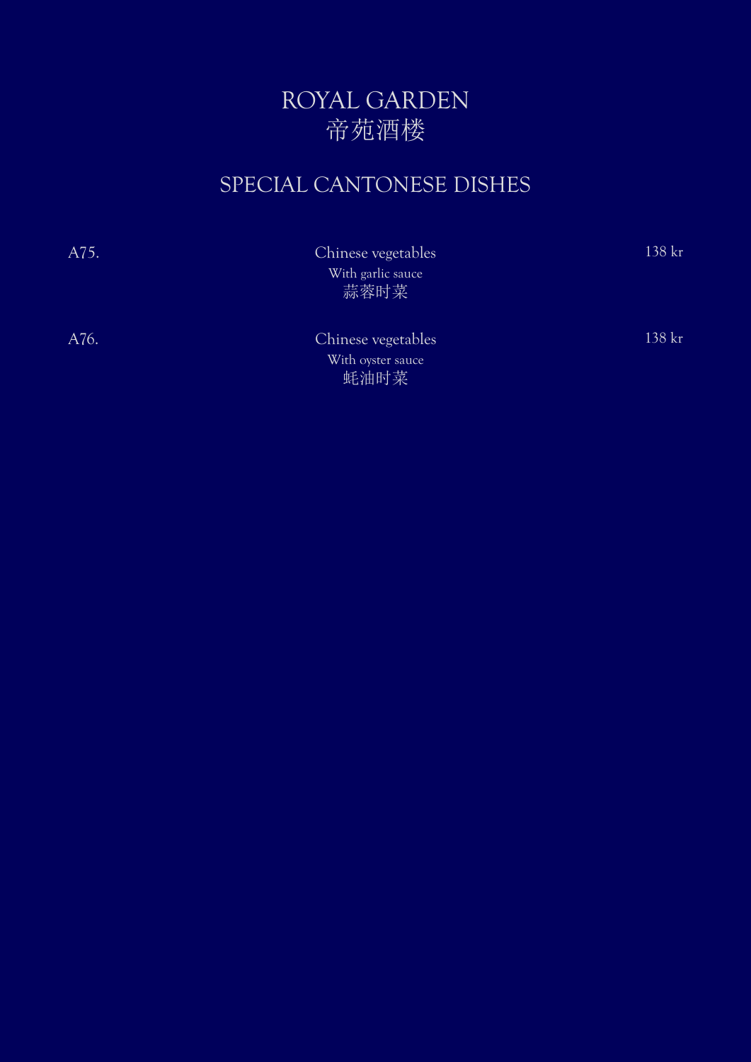# ROYAL GARDEN
# 帝苑酒楼

## SPECIAL CANTONESE DISHES

A75. Chinese vegetables — 138 kr
With garlic sauce
蒜蓉时菜

A76. Chinese vegetables — 138 kr
With oyster sauce
蚝油时菜